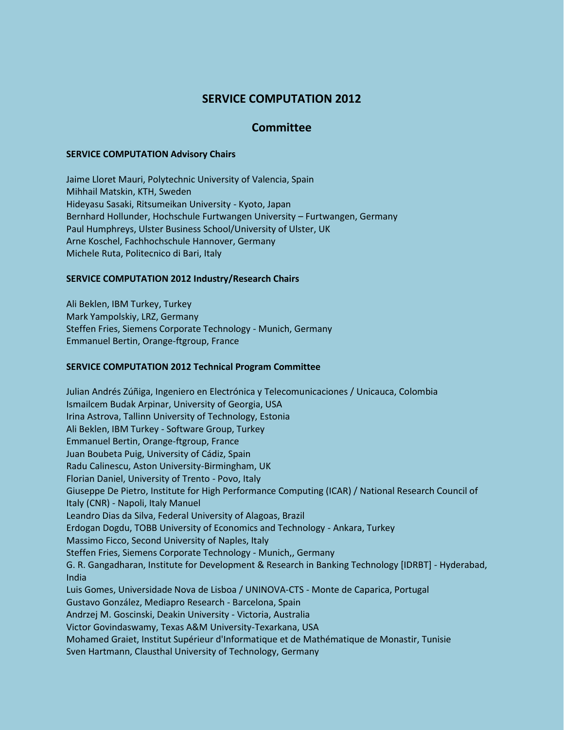# SERVICE COMPUTATION 2012

## Committee

### SERVICE COMPUTATION Advisory Chairs

Jaime Lloret Mauri, Polytechnic University of Valencia, Spain
Mihhail Matskin, KTH, Sweden
Hideyasu Sasaki, Ritsumeikan University - Kyoto, Japan
Bernhard Hollunder, Hochschule Furtwangen University – Furtwangen, Germany
Paul Humphreys, Ulster Business School/University of Ulster, UK
Arne Koschel, Fachhochschule Hannover, Germany
Michele Ruta, Politecnico di Bari, Italy

### SERVICE COMPUTATION 2012 Industry/Research Chairs

Ali Beklen, IBM Turkey, Turkey
Mark Yampolskiy, LRZ, Germany
Steffen Fries, Siemens Corporate Technology - Munich, Germany
Emmanuel Bertin, Orange-ftgroup, France

### SERVICE COMPUTATION 2012 Technical Program Committee

Julian Andrés Zúñiga, Ingeniero en Electrónica y Telecomunicaciones / Unicauca, Colombia
Ismailcem Budak Arpinar, University of Georgia, USA
Irina Astrova, Tallinn University of Technology, Estonia
Ali Beklen, IBM Turkey - Software Group, Turkey
Emmanuel Bertin, Orange-ftgroup, France
Juan Boubeta Puig, University of Cádiz, Spain
Radu Calinescu, Aston University-Birmingham, UK
Florian Daniel, University of Trento - Povo, Italy
Giuseppe De Pietro, Institute for High Performance Computing (ICAR) / National Research Council of Italy (CNR) - Napoli, Italy Manuel
Leandro Dias da Silva, Federal University of Alagoas, Brazil
Erdogan Dogdu, TOBB University of Economics and Technology - Ankara, Turkey
Massimo Ficco, Second University of Naples, Italy
Steffen Fries, Siemens Corporate Technology - Munich,, Germany
G. R. Gangadharan, Institute for Development & Research in Banking Technology [IDRBT] - Hyderabad, India
Luis Gomes, Universidade Nova de Lisboa / UNINOVA-CTS - Monte de Caparica, Portugal
Gustavo González, Mediapro Research - Barcelona, Spain
Andrzej M. Goscinski, Deakin University - Victoria, Australia
Victor Govindaswamy, Texas A&M University-Texarkana, USA
Mohamed Graiet, Institut Supérieur d'Informatique et de Mathématique de Monastir, Tunisie
Sven Hartmann, Clausthal University of Technology, Germany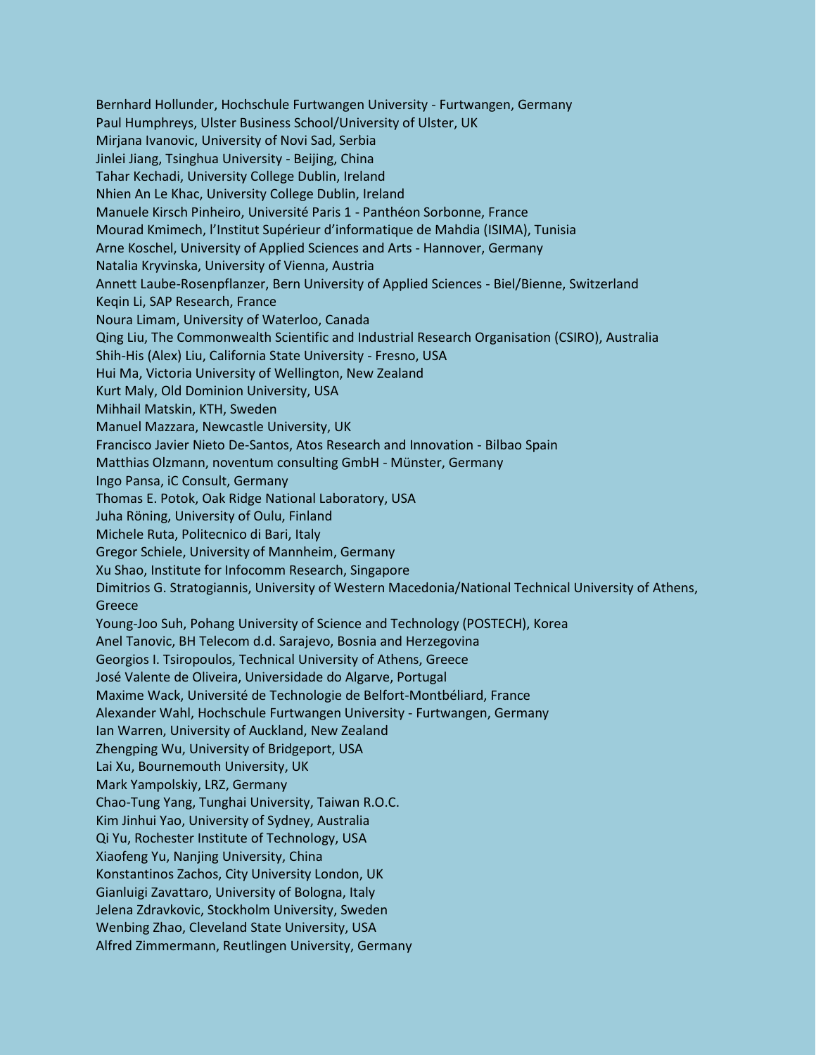Bernhard Hollunder, Hochschule Furtwangen University - Furtwangen, Germany
Paul Humphreys, Ulster Business School/University of Ulster, UK
Mirjana Ivanovic, University of Novi Sad, Serbia
Jinlei Jiang, Tsinghua University - Beijing, China
Tahar Kechadi, University College Dublin, Ireland
Nhien An Le Khac, University College Dublin, Ireland
Manuele Kirsch Pinheiro, Université Paris 1 - Panthéon Sorbonne, France
Mourad Kmimech, l'Institut Supérieur d'informatique de Mahdia (ISIMA), Tunisia
Arne Koschel, University of Applied Sciences and Arts - Hannover, Germany
Natalia Kryvinska, University of Vienna, Austria
Annett Laube-Rosenpflanzer, Bern University of Applied Sciences - Biel/Bienne, Switzerland
Keqin Li, SAP Research, France
Noura Limam, University of Waterloo, Canada
Qing Liu, The Commonwealth Scientific and Industrial Research Organisation (CSIRO), Australia
Shih-His (Alex) Liu, California State University - Fresno, USA
Hui Ma, Victoria University of Wellington, New Zealand
Kurt Maly, Old Dominion University, USA
Mihhail Matskin, KTH, Sweden
Manuel Mazzara, Newcastle University, UK
Francisco Javier Nieto De-Santos, Atos Research and Innovation - Bilbao Spain
Matthias Olzmann, noventum consulting GmbH - Münster, Germany
Ingo Pansa, iC Consult, Germany
Thomas E. Potok, Oak Ridge National Laboratory, USA
Juha Röning, University of Oulu, Finland
Michele Ruta, Politecnico di Bari, Italy
Gregor Schiele, University of Mannheim, Germany
Xu Shao, Institute for Infocomm Research, Singapore
Dimitrios G. Stratogiannis, University of Western Macedonia/National Technical University of Athens, Greece
Young-Joo Suh, Pohang University of Science and Technology (POSTECH), Korea
Anel Tanovic, BH Telecom d.d. Sarajevo, Bosnia and Herzegovina
Georgios I. Tsiropoulos, Technical University of Athens, Greece
José Valente de Oliveira, Universidade do Algarve, Portugal
Maxime Wack, Université de Technologie de Belfort-Montbéliard, France
Alexander Wahl, Hochschule Furtwangen University - Furtwangen, Germany
Ian Warren, University of Auckland, New Zealand
Zhengping Wu, University of Bridgeport, USA
Lai Xu, Bournemouth University, UK
Mark Yampolskiy, LRZ, Germany
Chao-Tung Yang, Tunghai University, Taiwan R.O.C.
Kim Jinhui Yao, University of Sydney, Australia
Qi Yu, Rochester Institute of Technology, USA
Xiaofeng Yu, Nanjing University, China
Konstantinos Zachos, City University London, UK
Gianluigi Zavattaro, University of Bologna, Italy
Jelena Zdravkovic, Stockholm University, Sweden
Wenbing Zhao, Cleveland State University, USA
Alfred Zimmermann, Reutlingen University, Germany